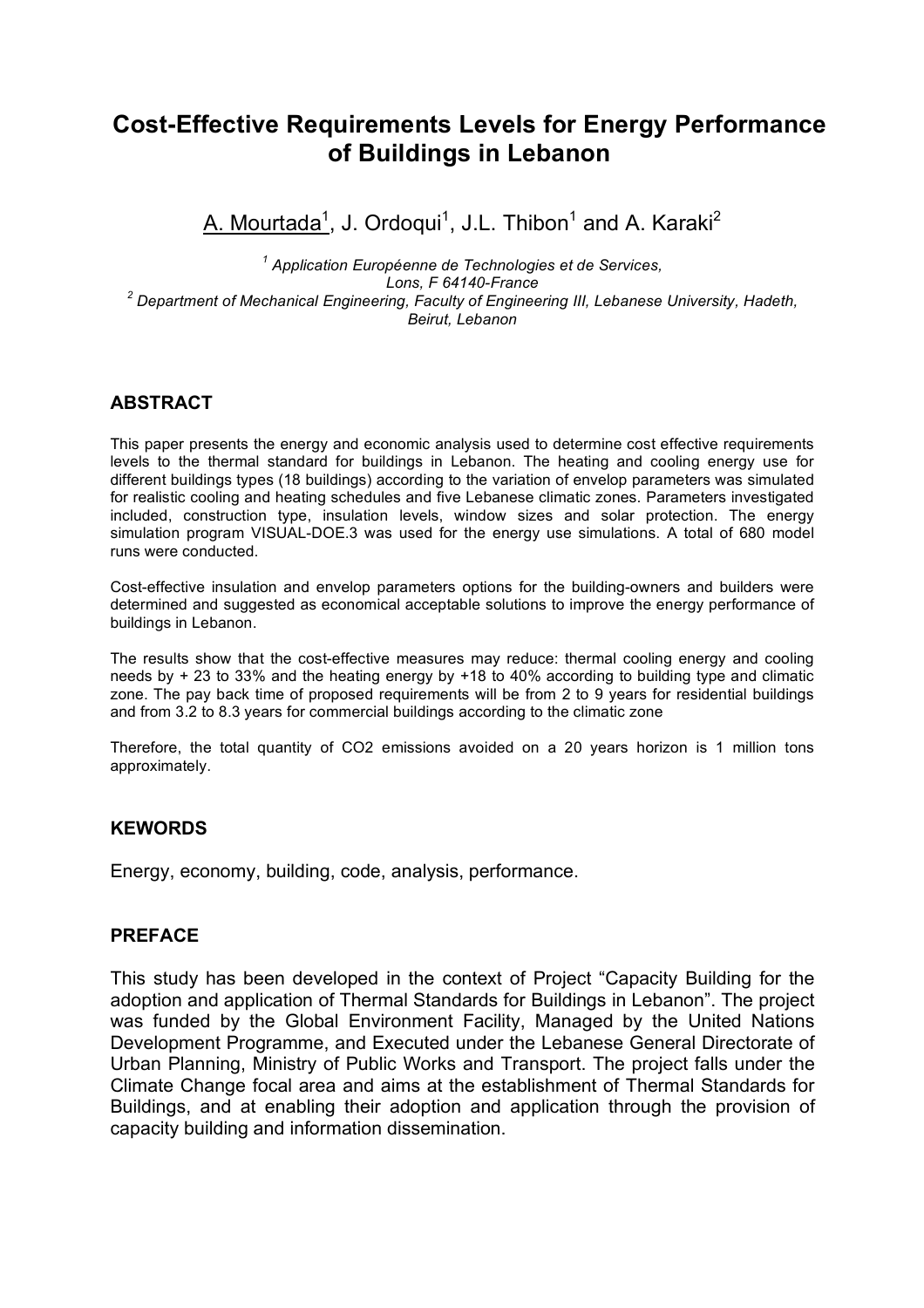# Cost-Effective Requirements Levels for Energy Performance of Buildings in Lebanon

<u>A. Mourtada</u>[1], J. Ordoqui[1], J.L. Thibon[1] and A. Karaki[2]

[1] *Application Européenne de Technologies et de Services, Lons, F 64140-France*
[2] *Department of Mechanical Engineering, Faculty of Engineering III, Lebanese University, Hadeth, Beirut, Lebanon*

## ABSTRACT

This paper presents the energy and economic analysis used to determine cost effective requirements levels to the thermal standard for buildings in Lebanon. The heating and cooling energy use for different buildings types (18 buildings) according to the variation of envelop parameters was simulated for realistic cooling and heating schedules and five Lebanese climatic zones. Parameters investigated included, construction type, insulation levels, window sizes and solar protection. The energy simulation program VISUAL-DOE.3 was used for the energy use simulations. A total of 680 model runs were conducted.

Cost-effective insulation and envelop parameters options for the building-owners and builders were determined and suggested as economical acceptable solutions to improve the energy performance of buildings in Lebanon.

The results show that the cost-effective measures may reduce: thermal cooling energy and cooling needs by + 23 to 33% and the heating energy by +18 to 40% according to building type and climatic zone. The pay back time of proposed requirements will be from 2 to 9 years for residential buildings and from 3.2 to 8.3 years for commercial buildings according to the climatic zone

Therefore, the total quantity of $CO_2$ emissions avoided on a 20 years horizon is 1 million tons approximately.

## KEWORDS

Energy, economy, building, code, analysis, performance.

## PREFACE

This study has been developed in the context of Project "Capacity Building for the adoption and application of Thermal Standards for Buildings in Lebanon". The project was funded by the Global Environment Facility, Managed by the United Nations Development Programme, and Executed under the Lebanese General Directorate of Urban Planning, Ministry of Public Works and Transport. The project falls under the Climate Change focal area and aims at the establishment of Thermal Standards for Buildings, and at enabling their adoption and application through the provision of capacity building and information dissemination.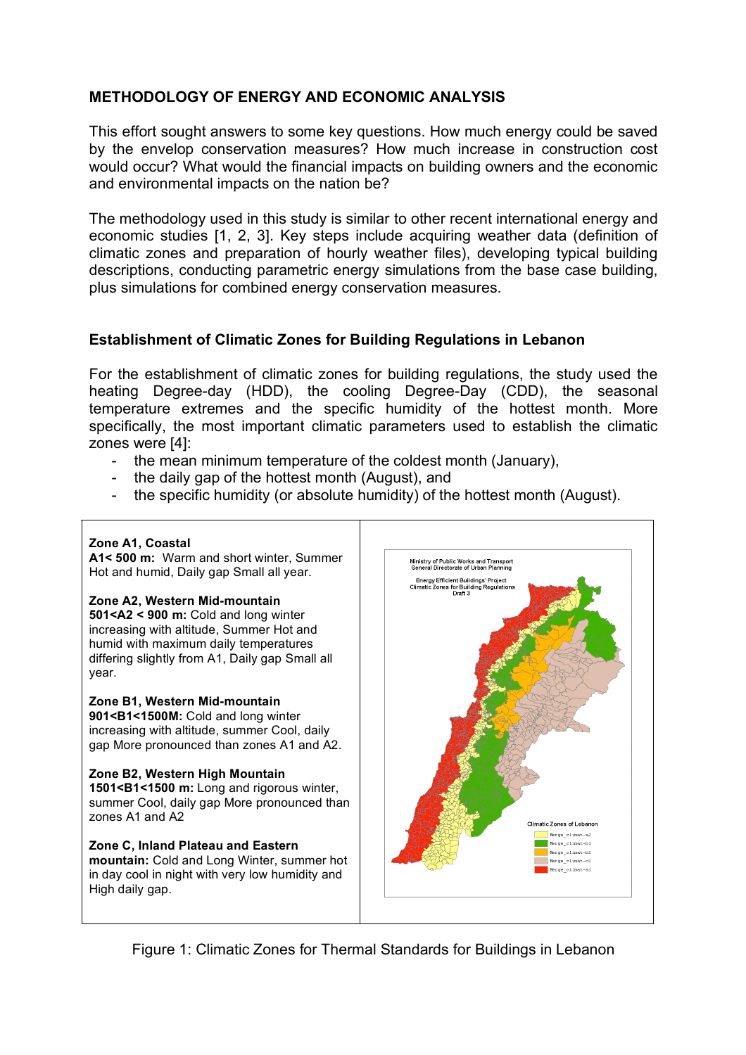## METHODOLOGY OF ENERGY AND ECONOMIC ANALYSIS

This effort sought answers to some key questions. How much energy could be saved by the envelop conservation measures? How much increase in construction cost would occur? What would the financial impacts on building owners and the economic and environmental impacts on the nation be?

The methodology used in this study is similar to other recent international energy and economic studies [1, 2, 3]. Key steps include acquiring weather data (definition of climatic zones and preparation of hourly weather files), developing typical building descriptions, conducting parametric energy simulations from the base case building, plus simulations for combined energy conservation measures.

### Establishment of Climatic Zones for Building Regulations in Lebanon

For the establishment of climatic zones for building regulations, the study used the heating Degree-day (HDD), the cooling Degree-Day (CDD), the seasonal temperature extremes and the specific humidity of the hottest month. More specifically, the most important climatic parameters used to establish the climatic zones were [4]:

- the mean minimum temperature of the coldest month (January),
- the daily gap of the hottest month (August), and
- the specific humidity (or absolute humidity) of the hottest month (August).

**Zone A1, Coastal**
**A1< 500 m:** Warm and short winter, Summer Hot and humid, Daily gap Small all year.

**Zone A2, Western Mid-mountain**
**501<A2 < 900 m:** Cold and long winter increasing with altitude, Summer Hot and humid with maximum daily temperatures differing slightly from A1, Daily gap Small all year.

**Zone B1, Western Mid-mountain**
**901<B1<1500M:** Cold and long winter increasing with altitude, summer Cool, daily gap More pronounced than zones A1 and A2.

**Zone B2, Western High Mountain**
**1501<B1<1500 m:** Long and rigorous winter, summer Cool, daily gap More pronounced than zones A1 and A2

**Zone C, Inland Plateau and Eastern mountain:** Cold and Long Winter, summer hot in day cool in night with very low humidity and High daily gap.

Figure 1: Climatic Zones for Thermal Standards for Buildings in Lebanon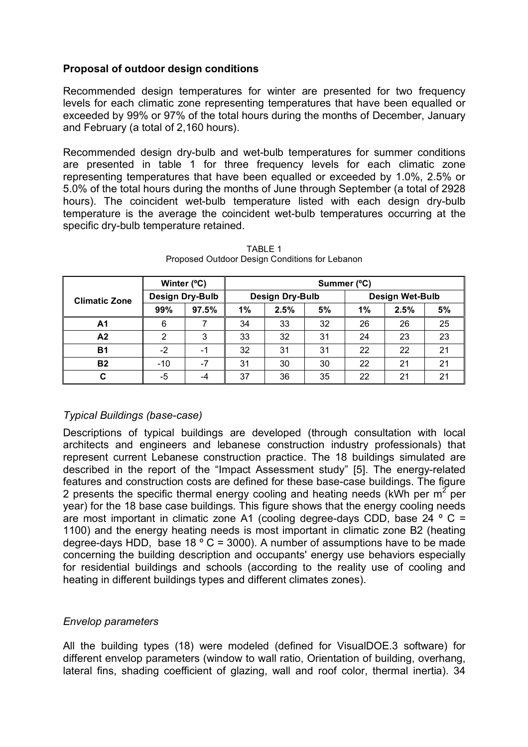**Proposal of outdoor design conditions**

Recommended design temperatures for winter are presented for two frequency levels for each climatic zone representing temperatures that have been equalled or exceeded by 99% or 97% of the total hours during the months of December, January and February (a total of 2,160 hours).

Recommended design dry-bulb and wet-bulb temperatures for summer conditions are presented in table 1 for three frequency levels for each climatic zone representing temperatures that have been equalled or exceeded by 1.0%, 2.5% or 5.0% of the total hours during the months of June through September (a total of 2928 hours). The coincident wet-bulb temperature listed with each design dry-bulb temperature is the average the coincident wet-bulb temperatures occurring at the specific dry-bulb temperature retained.

TABLE 1
Proposed Outdoor Design Conditions for Lebanon

| Climatic Zone | Winter (ºC) | | Summer (ºC) | | | | | |
|---|---|---|---|---|---|---|---|---|
| | Design Dry-Bulb | | Design Dry-Bulb | | | Design Wet-Bulb | | |
| | 99% | 97.5% | 1% | 2.5% | 5% | 1% | 2.5% | 5% |
| **A1** | 6 | 7 | 34 | 33 | 32 | 26 | 26 | 25 |
| **A2** | 2 | 3 | 33 | 32 | 31 | 24 | 23 | 23 |
| **B1** | -2 | -1 | 32 | 31 | 31 | 22 | 22 | 21 |
| **B2** | -10 | -7 | 31 | 30 | 30 | 22 | 21 | 21 |
| **C** | -5 | -4 | 37 | 36 | 35 | 22 | 21 | 21 |

*Typical Buildings (base-case)*

Descriptions of typical buildings are developed (through consultation with local architects and engineers and lebanese construction industry professionals) that represent current Lebanese construction practice. The 18 buildings simulated are described in the report of the "Impact Assessment study" [5]. The energy-related features and construction costs are defined for these base-case buildings. The figure 2 presents the specific thermal energy cooling and heating needs (kWh per $m^2$ per year) for the 18 base case buildings. This figure shows that the energy cooling needs are most important in climatic zone A1 (cooling degree-days CDD, base 24 º C = 1100) and the energy heating needs is most important in climatic zone B2 (heating degree-days HDD, base 18 º C = 3000). A number of assumptions have to be made concerning the building description and occupants' energy use behaviors especially for residential buildings and schools (according to the reality use of cooling and heating in different buildings types and different climates zones).

*Envelop parameters*

All the building types (18) were modeled (defined for VisualDOE.3 software) for different envelop parameters (window to wall ratio, Orientation of building, overhang, lateral fins, shading coefficient of glazing, wall and roof color, thermal inertia). 34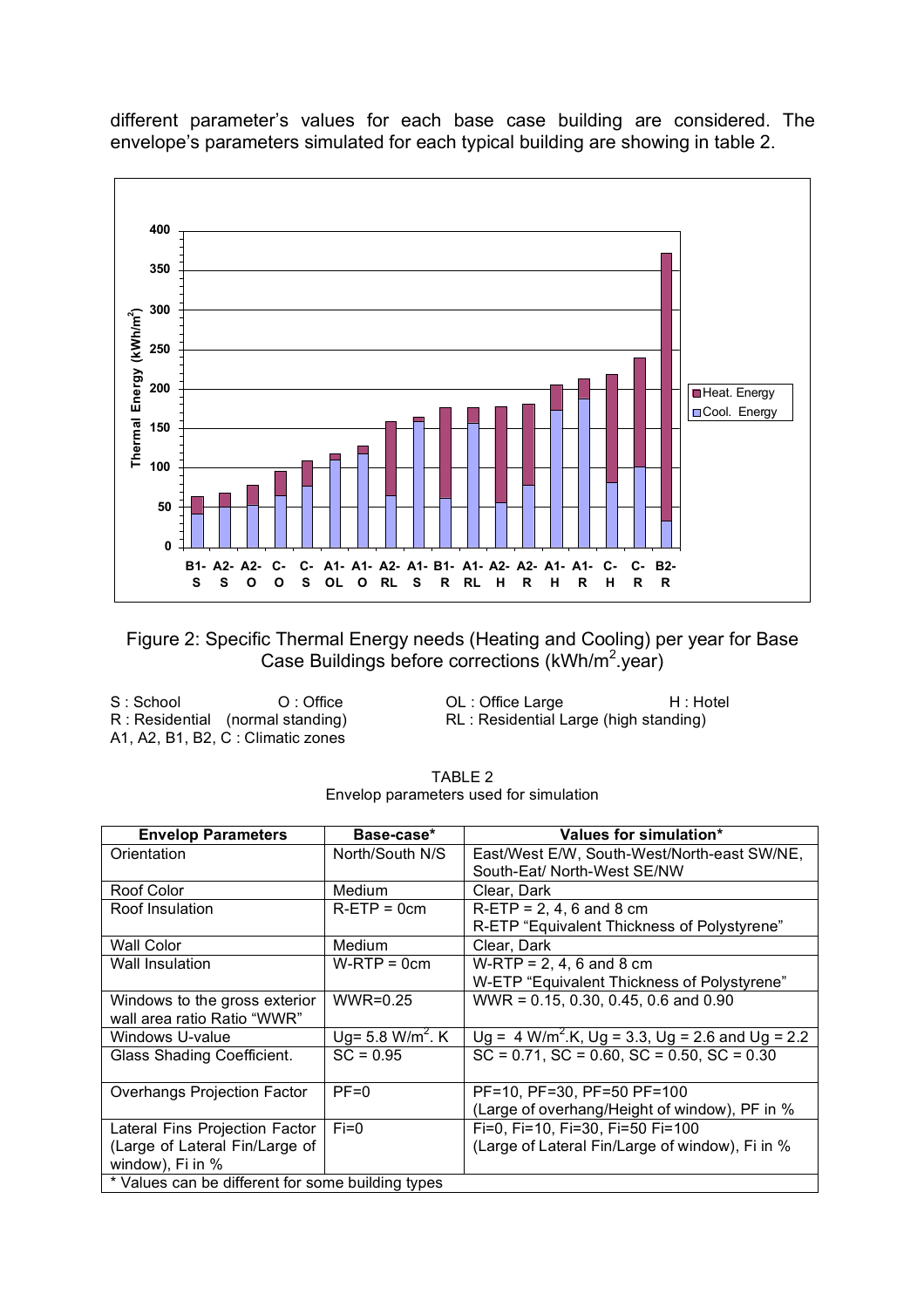different parameter's values for each base case building are considered. The envelope's parameters simulated for each typical building are showing in table 2.

Figure 2: Specific Thermal Energy needs (Heating and Cooling) per year for Base Case Buildings before corrections (kWh/m$^2$.year)

S : School O : Office OL : Office Large H : Hotel
R : Residential (normal standing) RL : Residential Large (high standing)
A1, A2, B1, B2, C : Climatic zones

TABLE 2
Envelop parameters used for simulation

| Envelop Parameters | Base-case* | Values for simulation* |
|---|---|---|
| Orientation | North/South N/S | East/West E/W, South-West/North-east SW/NE, South-Eat/ North-West SE/NW |
| Roof Color | Medium | Clear, Dark |
| Roof Insulation | R-ETP = 0cm | R-ETP = 2, 4, 6 and 8 cm<br>R-ETP "Equivalent Thickness of Polystyrene" |
| Wall Color | Medium | Clear, Dark |
| Wall Insulation | W-RTP = 0cm | W-RTP = 2, 4, 6 and 8 cm<br>W-ETP "Equivalent Thickness of Polystyrene" |
| Windows to the gross exterior wall area ratio Ratio "WWR" | WWR=0.25 | WWR = 0.15, 0.30, 0.45, 0.6 and 0.90 |
| Windows U-value | Ug= 5.8 W/m$^2$. K | Ug = 4 W/m$^2$.K, Ug = 3.3, Ug = 2.6 and Ug = 2.2 |
| Glass Shading Coefficient. | SC = 0.95 | SC = 0.71, SC = 0.60, SC = 0.50, SC = 0.30 |
| Overhangs Projection Factor | PF=0 | PF=10, PF=30, PF=50 PF=100<br>(Large of overhang/Height of window), PF in % |
| Lateral Fins Projection Factor (Large of Lateral Fin/Large of window), Fi in % | Fi=0 | Fi=0, Fi=10, Fi=30, Fi=50 Fi=100<br>(Large of Lateral Fin/Large of window), Fi in % |
| * Values can be different for some building types | | |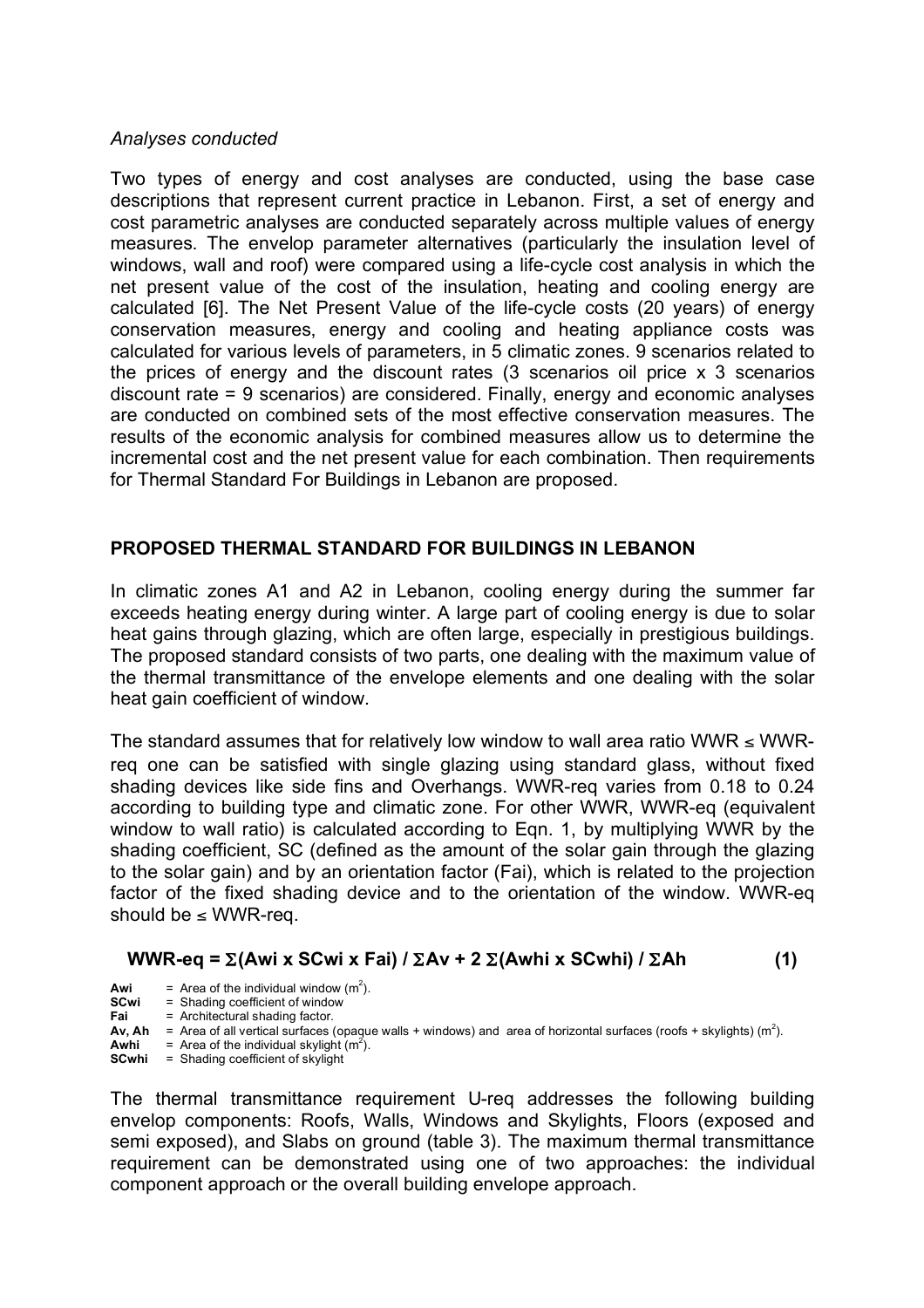*Analyses conducted*

Two types of energy and cost analyses are conducted, using the base case descriptions that represent current practice in Lebanon. First, a set of energy and cost parametric analyses are conducted separately across multiple values of energy measures. The envelop parameter alternatives (particularly the insulation level of windows, wall and roof) were compared using a life-cycle cost analysis in which the net present value of the cost of the insulation, heating and cooling energy are calculated [6]. The Net Present Value of the life-cycle costs (20 years) of energy conservation measures, energy and cooling and heating appliance costs was calculated for various levels of parameters, in 5 climatic zones. 9 scenarios related to the prices of energy and the discount rates (3 scenarios oil price x 3 scenarios discount rate = 9 scenarios) are considered. Finally, energy and economic analyses are conducted on combined sets of the most effective conservation measures. The results of the economic analysis for combined measures allow us to determine the incremental cost and the net present value for each combination. Then requirements for Thermal Standard For Buildings in Lebanon are proposed.

## PROPOSED THERMAL STANDARD FOR BUILDINGS IN LEBANON

In climatic zones A1 and A2 in Lebanon, cooling energy during the summer far exceeds heating energy during winter. A large part of cooling energy is due to solar heat gains through glazing, which are often large, especially in prestigious buildings. The proposed standard consists of two parts, one dealing with the maximum value of the thermal transmittance of the envelope elements and one dealing with the solar heat gain coefficient of window.

The standard assumes that for relatively low window to wall area ratio WWR ≤ WWR-req one can be satisfied with single glazing using standard glass, without fixed shading devices like side fins and Overhangs. WWR-req varies from 0.18 to 0.24 according to building type and climatic zone. For other WWR, WWR-eq (equivalent window to wall ratio) is calculated according to Eqn. 1, by multiplying WWR by the shading coefficient, SC (defined as the amount of the solar gain through the glazing to the solar gain) and by an orientation factor (Fai), which is related to the projection factor of the fixed shading device and to the orientation of the window. WWR-eq should be ≤ WWR-req.

$$\textbf{WWR-eq} = \Sigma(\text{Awi} \times \text{SCwi} \times \text{Fai}) / \Sigma\text{Av} + 2\,\Sigma(\text{Awhi} \times \text{SCwhi}) / \Sigma\text{Ah} \qquad (1)$$

**Awi** = Area of the individual window ($m^2$).
**SCwi** = Shading coefficient of window
**Fai** = Architectural shading factor.
**Av, Ah** = Area of all vertical surfaces (opaque walls + windows) and area of horizontal surfaces (roofs + skylights) ($m^2$).
**Awhi** = Area of the individual skylight ($m^2$).
**SCwhi** = Shading coefficient of skylight

The thermal transmittance requirement U-req addresses the following building envelop components: Roofs, Walls, Windows and Skylights, Floors (exposed and semi exposed), and Slabs on ground (table 3). The maximum thermal transmittance requirement can be demonstrated using one of two approaches: the individual component approach or the overall building envelope approach.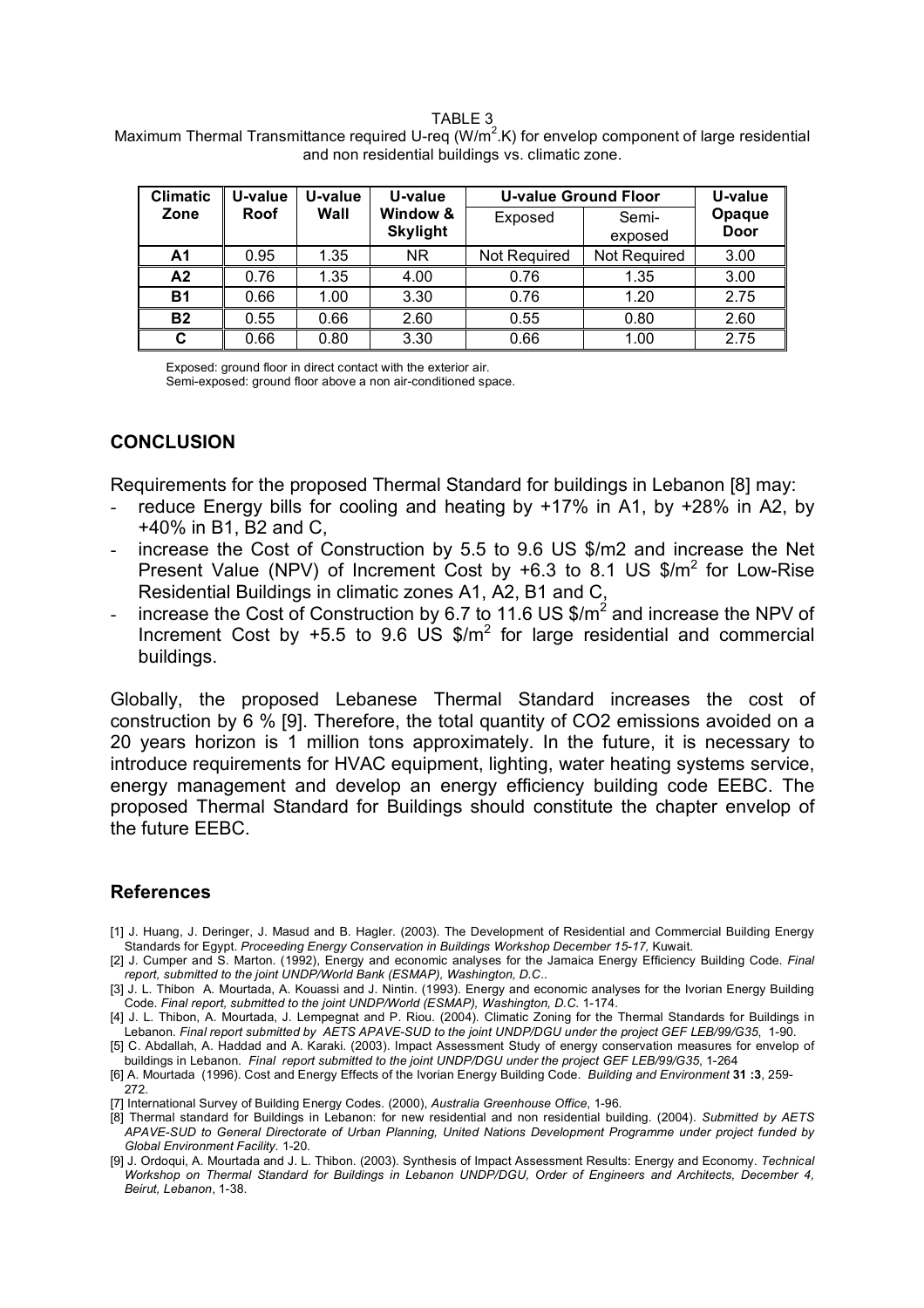TABLE 3

Maximum Thermal Transmittance required U-req ($W/m^2.K$) for envelop component of large residential and non residential buildings vs. climatic zone.

| Climatic Zone | U-value Roof | U-value Wall | U-value Window & Skylight | U-value Ground Floor | | U-value Opaque Door |
|---|---|---|---|---|---|---|
| | | | | Exposed | Semi-exposed | |
| A1 | 0.95 | 1.35 | NR | Not Required | Not Required | 3.00 |
| A2 | 0.76 | 1.35 | 4.00 | 0.76 | 1.35 | 3.00 |
| B1 | 0.66 | 1.00 | 3.30 | 0.76 | 1.20 | 2.75 |
| B2 | 0.55 | 0.66 | 2.60 | 0.55 | 0.80 | 2.60 |
| C | 0.66 | 0.80 | 3.30 | 0.66 | 1.00 | 2.75 |

Exposed: ground floor in direct contact with the exterior air.
Semi-exposed: ground floor above a non air-conditioned space.

## CONCLUSION

Requirements for the proposed Thermal Standard for buildings in Lebanon [8] may:

- reduce Energy bills for cooling and heating by +17% in A1, by +28% in A2, by +40% in B1, B2 and C,
- increase the Cost of Construction by 5.5 to 9.6 US \$/m2 and increase the Net Present Value (NPV) of Increment Cost by +6.3 to 8.1 US $\$/m^2$ for Low-Rise Residential Buildings in climatic zones A1, A2, B1 and C,
- increase the Cost of Construction by 6.7 to 11.6 US $\$/m^2$ and increase the NPV of Increment Cost by +5.5 to 9.6 US $\$/m^2$ for large residential and commercial buildings.

Globally, the proposed Lebanese Thermal Standard increases the cost of construction by 6 % [9]. Therefore, the total quantity of $CO_2$ emissions avoided on a 20 years horizon is 1 million tons approximately. In the future, it is necessary to introduce requirements for HVAC equipment, lighting, water heating systems service, energy management and develop an energy efficiency building code EEBC. The proposed Thermal Standard for Buildings should constitute the chapter envelop of the future EEBC.

## References

[1] J. Huang, J. Deringer, J. Masud and B. Hagler. (2003). The Development of Residential and Commercial Building Energy Standards for Egypt. *Proceeding Energy Conservation in Buildings Workshop December 15-17,* Kuwait.

[2] J. Cumper and S. Marton. (1992), Energy and economic analyses for the Jamaica Energy Efficiency Building Code. *Final report, submitted to the joint UNDP/World Bank (ESMAP), Washington, D.C.*.

[3] J. L. Thibon A. Mourtada, A. Kouassi and J. Nintin. (1993). Energy and economic analyses for the Ivorian Energy Building Code. *Final report, submitted to the joint UNDP/World (ESMAP), Washington, D.C.* 1-174.

[4] J. L. Thibon, A. Mourtada, J. Lempegnat and P. Riou. (2004). Climatic Zoning for the Thermal Standards for Buildings in Lebanon. *Final report submitted by AETS APAVE-SUD to the joint UNDP/DGU under the project GEF LEB/99/G35*, 1-90.

[5] C. Abdallah, A. Haddad and A. Karaki. (2003). Impact Assessment Study of energy conservation measures for envelop of buildings in Lebanon. *Final report submitted to the joint UNDP/DGU under the project GEF LEB/99/G35*, 1-264

[6] A. Mourtada (1996). Cost and Energy Effects of the Ivorian Energy Building Code. *Building and Environment* **31 :3**, 259-272.

[7] International Survey of Building Energy Codes. (2000), *Australia Greenhouse Office*, 1-96.

[8] Thermal standard for Buildings in Lebanon: for new residential and non residential building. (2004). *Submitted by AETS APAVE-SUD to General Directorate of Urban Planning, United Nations Development Programme under project funded by Global Environment Facility.* 1-20.

[9] J. Ordoqui, A. Mourtada and J. L. Thibon. (2003). Synthesis of Impact Assessment Results: Energy and Economy. *Technical Workshop on Thermal Standard for Buildings in Lebanon UNDP/DGU, Order of Engineers and Architects, December 4, Beirut, Lebanon*, 1-38.